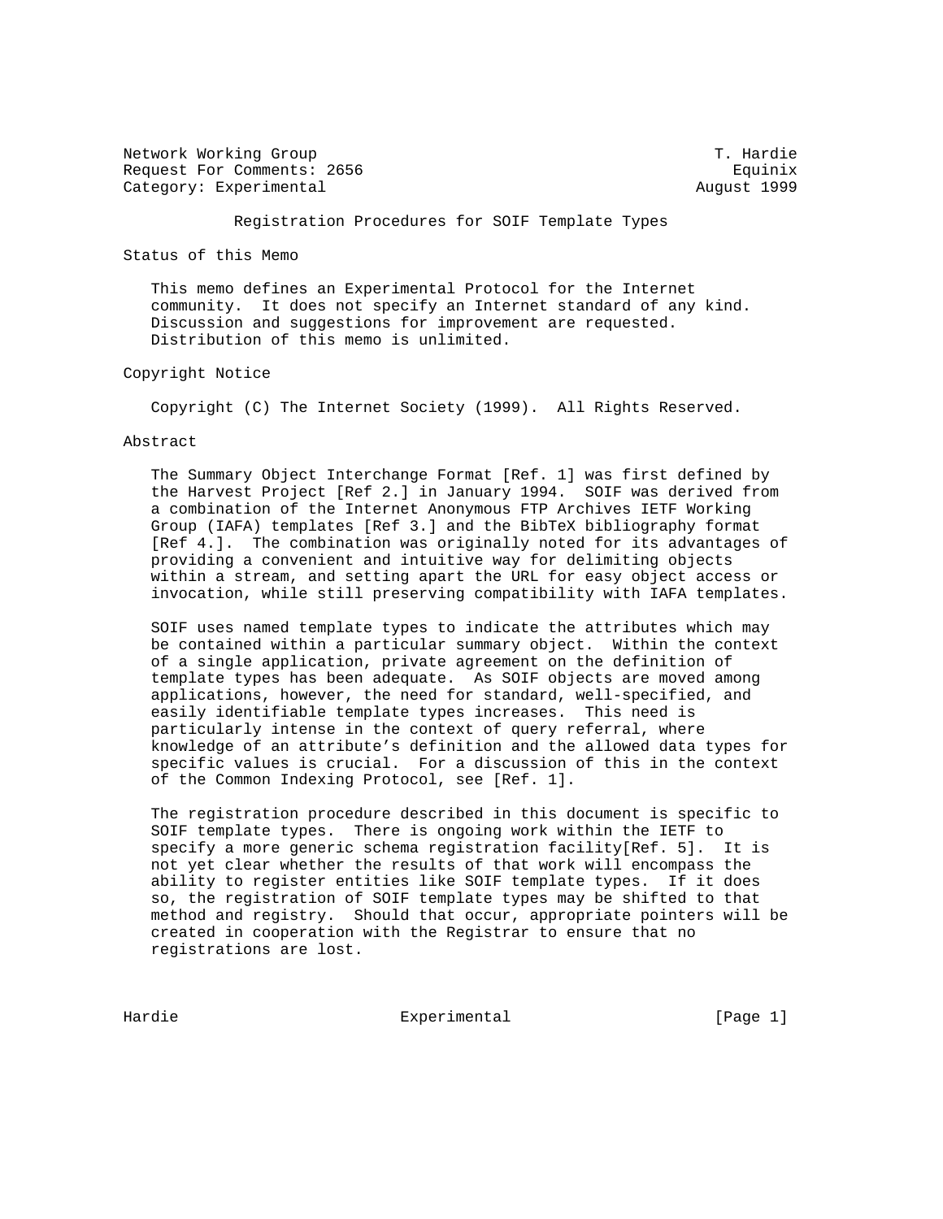Network Working Group T. Hardie
Request For Comments: 2656 Equinix
Category: Experimental August 1999

# Registration Procedures for SOIF Template Types

## Status of this Memo

This memo defines an Experimental Protocol for the Internet community. It does not specify an Internet standard of any kind. Discussion and suggestions for improvement are requested. Distribution of this memo is unlimited.

## Copyright Notice

Copyright (C) The Internet Society (1999). All Rights Reserved.

## Abstract

The Summary Object Interchange Format [Ref. 1] was first defined by the Harvest Project [Ref 2.] in January 1994. SOIF was derived from a combination of the Internet Anonymous FTP Archives IETF Working Group (IAFA) templates [Ref 3.] and the BibTeX bibliography format [Ref 4.]. The combination was originally noted for its advantages of providing a convenient and intuitive way for delimiting objects within a stream, and setting apart the URL for easy object access or invocation, while still preserving compatibility with IAFA templates.

SOIF uses named template types to indicate the attributes which may be contained within a particular summary object. Within the context of a single application, private agreement on the definition of template types has been adequate. As SOIF objects are moved among applications, however, the need for standard, well-specified, and easily identifiable template types increases. This need is particularly intense in the context of query referral, where knowledge of an attribute's definition and the allowed data types for specific values is crucial. For a discussion of this in the context of the Common Indexing Protocol, see [Ref. 1].

The registration procedure described in this document is specific to SOIF template types. There is ongoing work within the IETF to specify a more generic schema registration facility[Ref. 5]. It is not yet clear whether the results of that work will encompass the ability to register entities like SOIF template types. If it does so, the registration of SOIF template types may be shifted to that method and registry. Should that occur, appropriate pointers will be created in cooperation with the Registrar to ensure that no registrations are lost.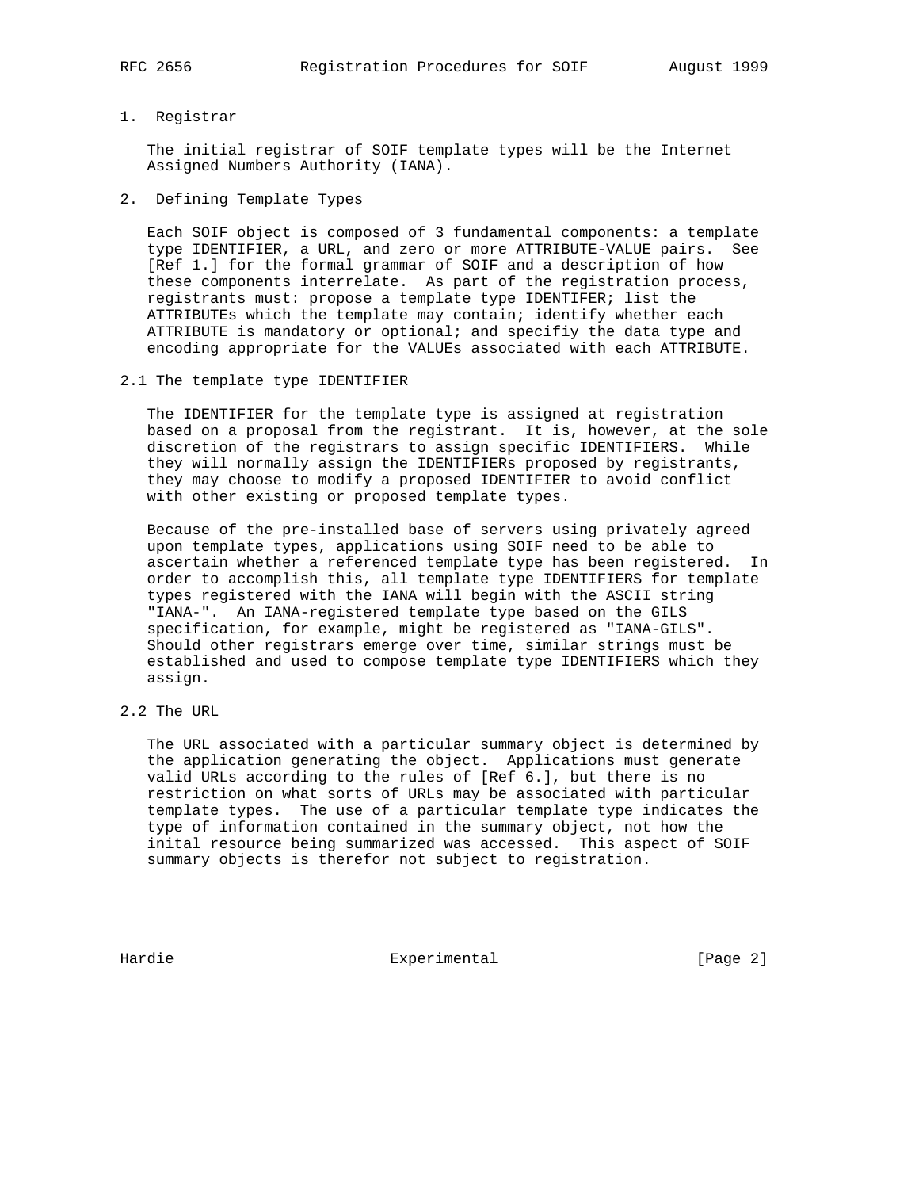## 1. Registrar

The initial registrar of SOIF template types will be the Internet Assigned Numbers Authority (IANA).

## 2. Defining Template Types

Each SOIF object is composed of 3 fundamental components: a template type IDENTIFIER, a URL, and zero or more ATTRIBUTE-VALUE pairs. See [Ref 1.] for the formal grammar of SOIF and a description of how these components interrelate. As part of the registration process, registrants must: propose a template type IDENTIFER; list the ATTRIBUTEs which the template may contain; identify whether each ATTRIBUTE is mandatory or optional; and specifiy the data type and encoding appropriate for the VALUEs associated with each ATTRIBUTE.

### 2.1 The template type IDENTIFIER

The IDENTIFIER for the template type is assigned at registration based on a proposal from the registrant. It is, however, at the sole discretion of the registrars to assign specific IDENTIFIERS. While they will normally assign the IDENTIFIERs proposed by registrants, they may choose to modify a proposed IDENTIFIER to avoid conflict with other existing or proposed template types.

Because of the pre-installed base of servers using privately agreed upon template types, applications using SOIF need to be able to ascertain whether a referenced template type has been registered. In order to accomplish this, all template type IDENTIFIERS for template types registered with the IANA will begin with the ASCII string "IANA-". An IANA-registered template type based on the GILS specification, for example, might be registered as "IANA-GILS". Should other registrars emerge over time, similar strings must be established and used to compose template type IDENTIFIERS which they assign.

### 2.2 The URL

The URL associated with a particular summary object is determined by the application generating the object. Applications must generate valid URLs according to the rules of [Ref 6.], but there is no restriction on what sorts of URLs may be associated with particular template types. The use of a particular template type indicates the type of information contained in the summary object, not how the inital resource being summarized was accessed. This aspect of SOIF summary objects is therefor not subject to registration.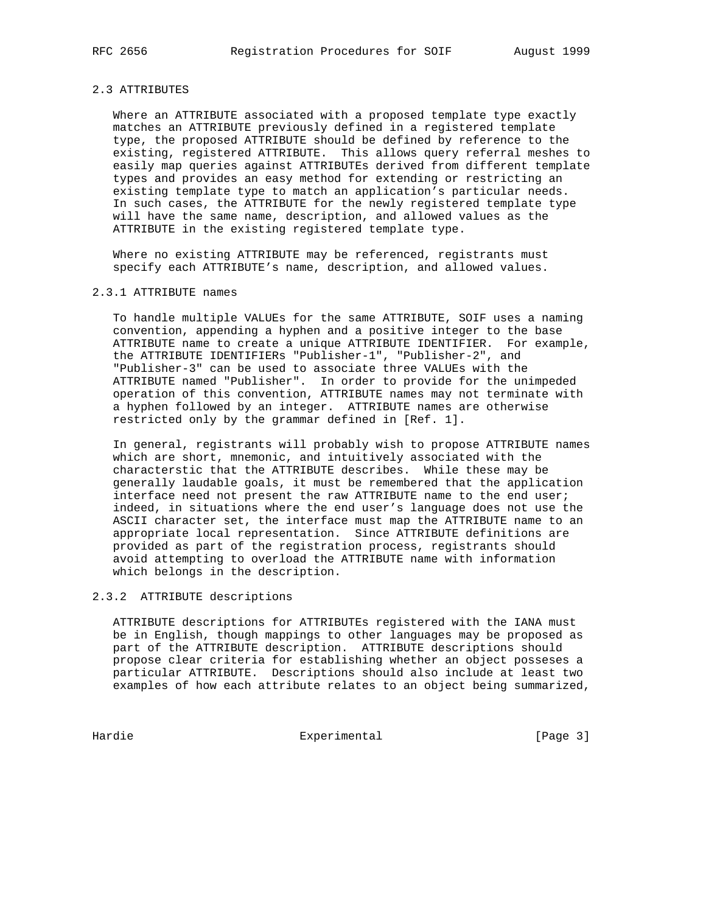### 2.3 ATTRIBUTES

Where an ATTRIBUTE associated with a proposed template type exactly matches an ATTRIBUTE previously defined in a registered template type, the proposed ATTRIBUTE should be defined by reference to the existing, registered ATTRIBUTE. This allows query referral meshes to easily map queries against ATTRIBUTEs derived from different template types and provides an easy method for extending or restricting an existing template type to match an application's particular needs. In such cases, the ATTRIBUTE for the newly registered template type will have the same name, description, and allowed values as the ATTRIBUTE in the existing registered template type.

Where no existing ATTRIBUTE may be referenced, registrants must specify each ATTRIBUTE's name, description, and allowed values.

#### 2.3.1 ATTRIBUTE names

To handle multiple VALUEs for the same ATTRIBUTE, SOIF uses a naming convention, appending a hyphen and a positive integer to the base ATTRIBUTE name to create a unique ATTRIBUTE IDENTIFIER. For example, the ATTRIBUTE IDENTIFIERs "Publisher-1", "Publisher-2", and "Publisher-3" can be used to associate three VALUEs with the ATTRIBUTE named "Publisher". In order to provide for the unimpeded operation of this convention, ATTRIBUTE names may not terminate with a hyphen followed by an integer. ATTRIBUTE names are otherwise restricted only by the grammar defined in [Ref. 1].

In general, registrants will probably wish to propose ATTRIBUTE names which are short, mnemonic, and intuitively associated with the characterstic that the ATTRIBUTE describes. While these may be generally laudable goals, it must be remembered that the application interface need not present the raw ATTRIBUTE name to the end user; indeed, in situations where the end user's language does not use the ASCII character set, the interface must map the ATTRIBUTE name to an appropriate local representation. Since ATTRIBUTE definitions are provided as part of the registration process, registrants should avoid attempting to overload the ATTRIBUTE name with information which belongs in the description.

#### 2.3.2 ATTRIBUTE descriptions

ATTRIBUTE descriptions for ATTRIBUTEs registered with the IANA must be in English, though mappings to other languages may be proposed as part of the ATTRIBUTE description. ATTRIBUTE descriptions should propose clear criteria for establishing whether an object posseses a particular ATTRIBUTE. Descriptions should also include at least two examples of how each attribute relates to an object being summarized,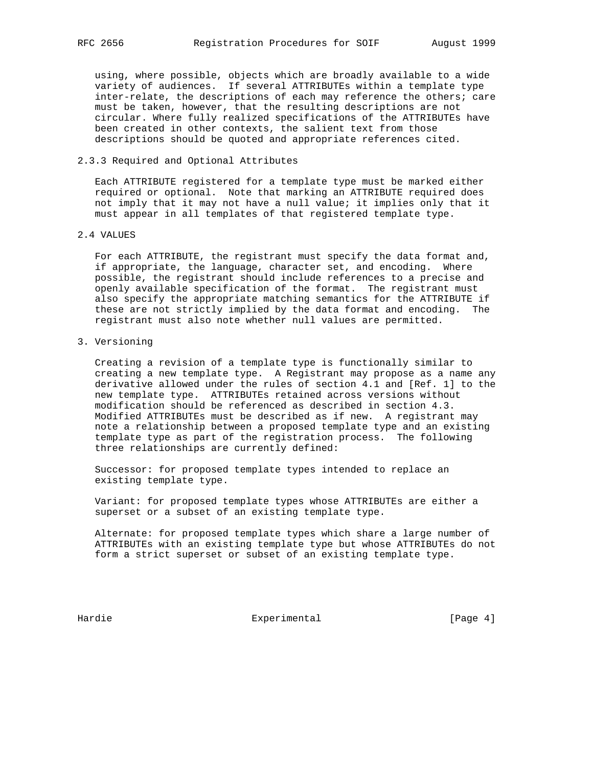using, where possible, objects which are broadly available to a wide variety of audiences. If several ATTRIBUTEs within a template type inter-relate, the descriptions of each may reference the others; care must be taken, however, that the resulting descriptions are not circular. Where fully realized specifications of the ATTRIBUTEs have been created in other contexts, the salient text from those descriptions should be quoted and appropriate references cited.

### 2.3.3 Required and Optional Attributes

Each ATTRIBUTE registered for a template type must be marked either required or optional. Note that marking an ATTRIBUTE required does not imply that it may not have a null value; it implies only that it must appear in all templates of that registered template type.

## 2.4 VALUES

For each ATTRIBUTE, the registrant must specify the data format and, if appropriate, the language, character set, and encoding. Where possible, the registrant should include references to a precise and openly available specification of the format. The registrant must also specify the appropriate matching semantics for the ATTRIBUTE if these are not strictly implied by the data format and encoding. The registrant must also note whether null values are permitted.

# 3. Versioning

Creating a revision of a template type is functionally similar to creating a new template type. A Registrant may propose as a name any derivative allowed under the rules of section 4.1 and [Ref. 1] to the new template type. ATTRIBUTEs retained across versions without modification should be referenced as described in section 4.3. Modified ATTRIBUTEs must be described as if new. A registrant may note a relationship between a proposed template type and an existing template type as part of the registration process. The following three relationships are currently defined:

Successor: for proposed template types intended to replace an existing template type.

Variant: for proposed template types whose ATTRIBUTEs are either a superset or a subset of an existing template type.

Alternate: for proposed template types which share a large number of ATTRIBUTEs with an existing template type but whose ATTRIBUTEs do not form a strict superset or subset of an existing template type.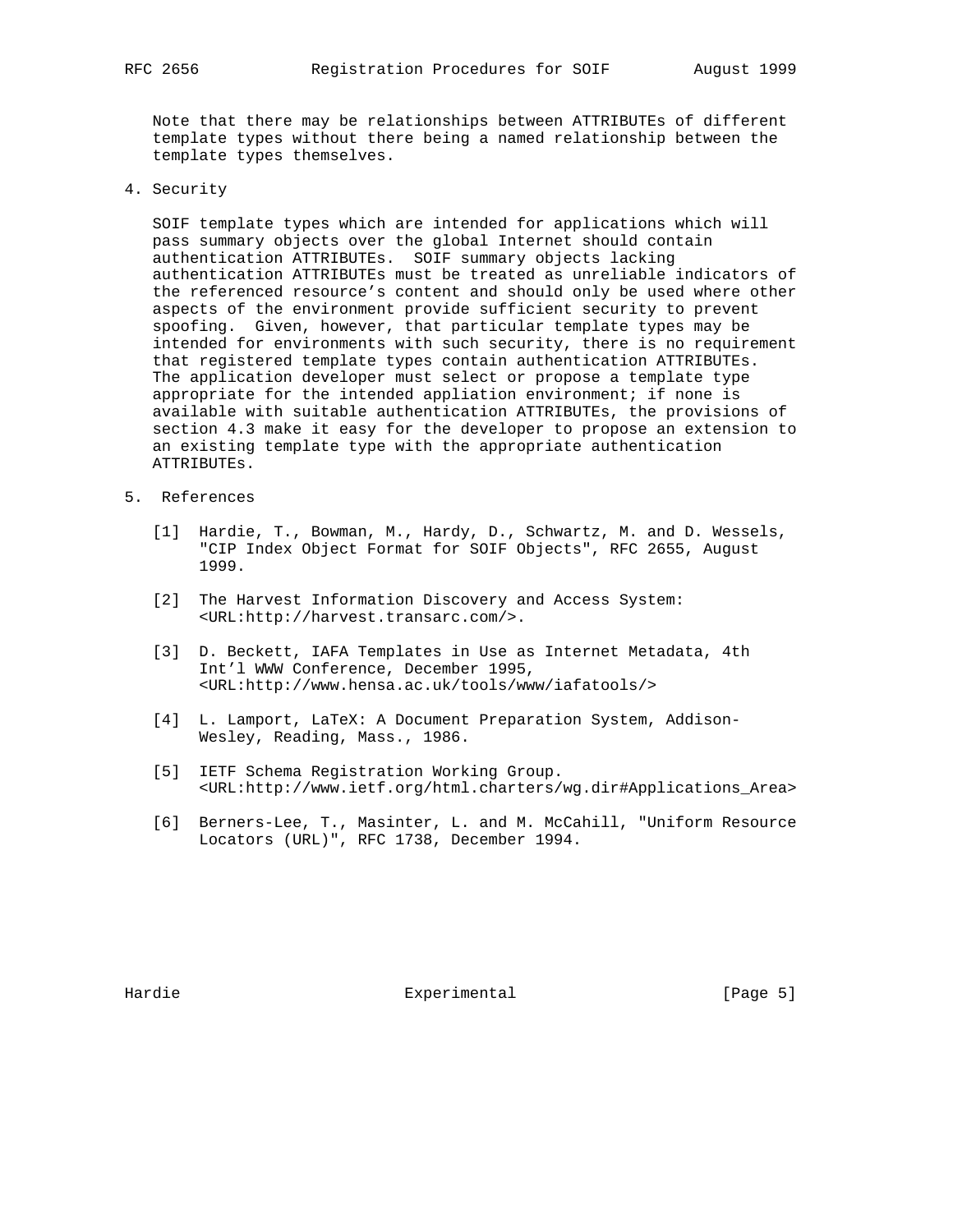Note that there may be relationships between ATTRIBUTEs of different template types without there being a named relationship between the template types themselves.

## 4. Security

SOIF template types which are intended for applications which will pass summary objects over the global Internet should contain authentication ATTRIBUTEs. SOIF summary objects lacking authentication ATTRIBUTEs must be treated as unreliable indicators of the referenced resource's content and should only be used where other aspects of the environment provide sufficient security to prevent spoofing. Given, however, that particular template types may be intended for environments with such security, there is no requirement that registered template types contain authentication ATTRIBUTEs. The application developer must select or propose a template type appropriate for the intended appliation environment; if none is available with suitable authentication ATTRIBUTEs, the provisions of section 4.3 make it easy for the developer to propose an extension to an existing template type with the appropriate authentication ATTRIBUTEs.

## 5. References

[1] Hardie, T., Bowman, M., Hardy, D., Schwartz, M. and D. Wessels, "CIP Index Object Format for SOIF Objects", RFC 2655, August 1999.

[2] The Harvest Information Discovery and Access System: <URL:http://harvest.transarc.com/>.

[3] D. Beckett, IAFA Templates in Use as Internet Metadata, 4th Int'l WWW Conference, December 1995, <URL:http://www.hensa.ac.uk/tools/www/iafatools/>

[4] L. Lamport, LaTeX: A Document Preparation System, Addison-Wesley, Reading, Mass., 1986.

[5] IETF Schema Registration Working Group. <URL:http://www.ietf.org/html.charters/wg.dir#Applications_Area>

[6] Berners-Lee, T., Masinter, L. and M. McCahill, "Uniform Resource Locators (URL)", RFC 1738, December 1994.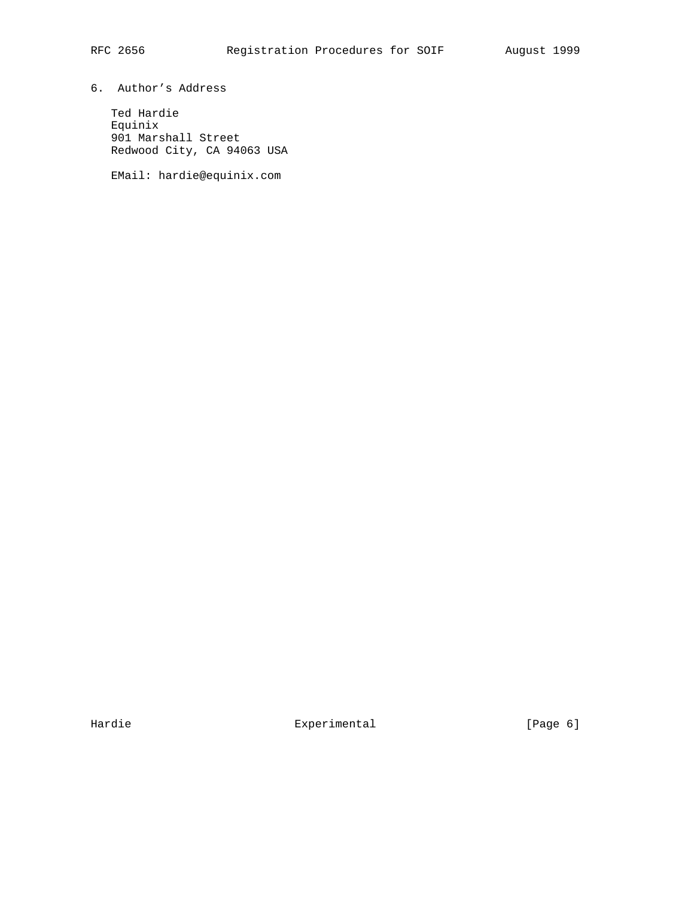## 6. Author's Address

Ted Hardie
Equinix
901 Marshall Street
Redwood City, CA 94063 USA

EMail: hardie@equinix.com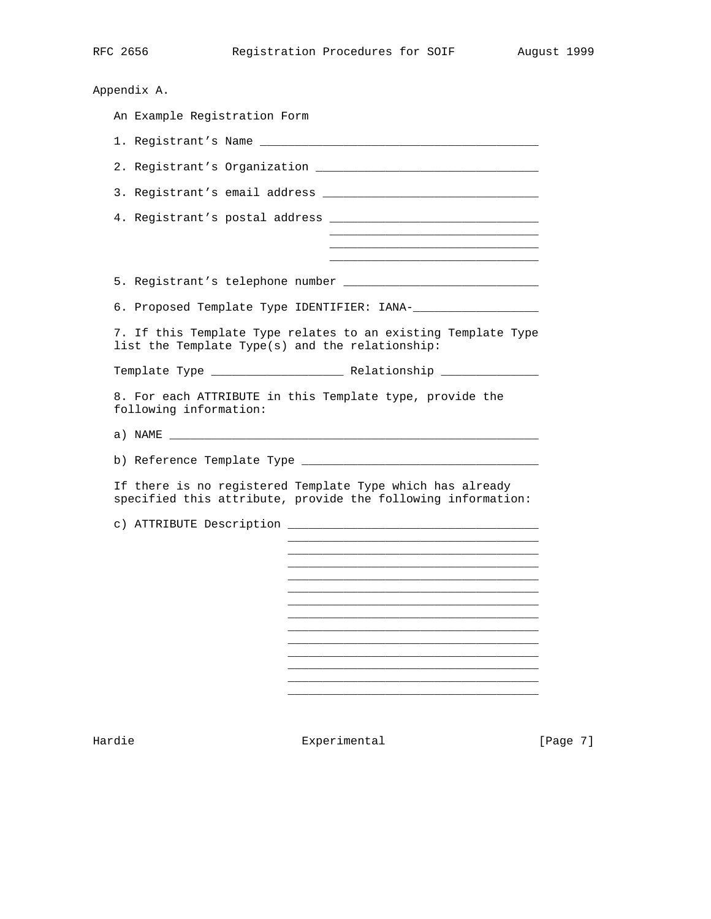Appendix A.

An Example Registration Form

1. Registrant's Name ________________________________________

2. Registrant's Organization ________________________________

3. Registrant's email address _______________________________

4. Registrant's postal address ______________________________
______________________________
______________________________
______________________________

5. Registrant's telephone number ____________________________

6. Proposed Template Type IDENTIFIER: IANA-__________________

7. If this Template Type relates to an existing Template Type list the Template Type(s) and the relationship:

Template Type ___________________ Relationship ______________

8. For each ATTRIBUTE in this Template type, provide the following information:

a) NAME _____________________________________________________

b) Reference Template Type ___________________________________

If there is no registered Template Type which has already specified this attribute, provide the following information:

c) ATTRIBUTE Description ____________________________________
____________________________________
____________________________________
____________________________________
____________________________________
____________________________________
____________________________________
____________________________________
____________________________________
____________________________________
____________________________________
____________________________________
____________________________________
____________________________________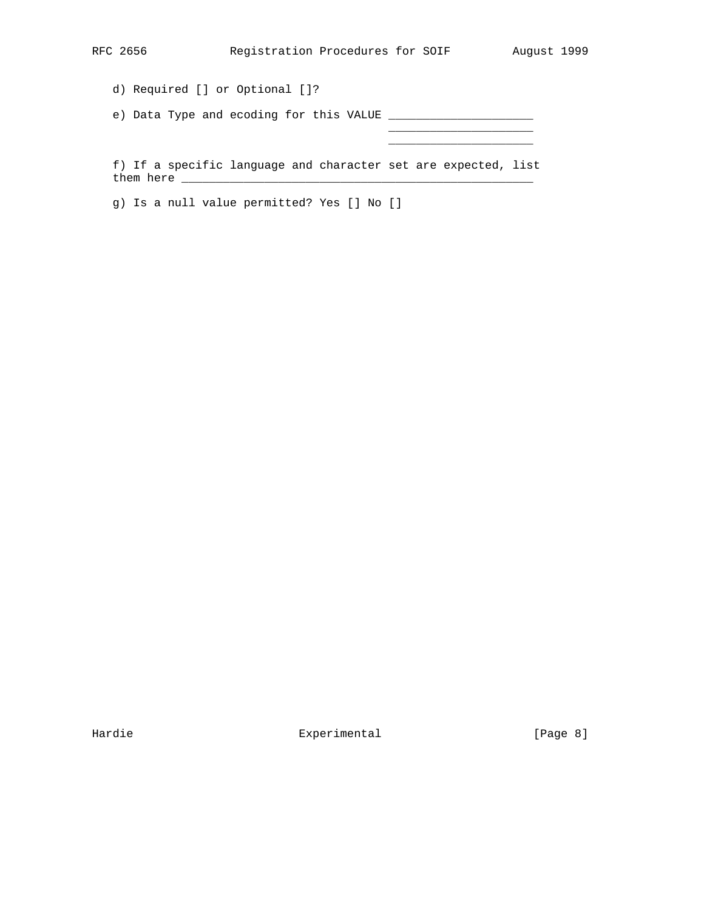d) Required [] or Optional []?

e) Data Type and ecoding for this VALUE _____________________
_____________________
_____________________

f) If a specific language and character set are expected, list them here ___________________________________________________

g) Is a null value permitted? Yes [] No []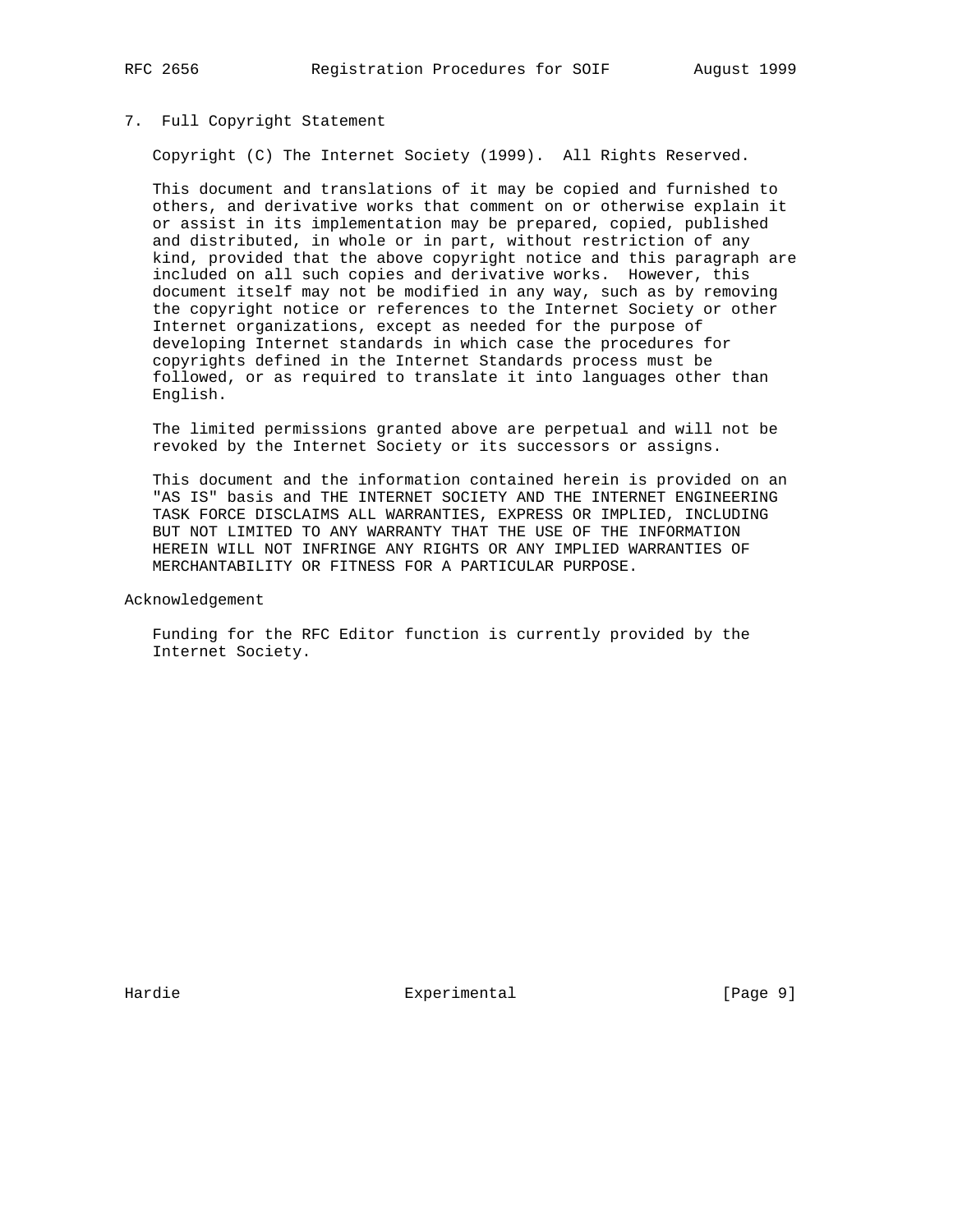## 7. Full Copyright Statement

Copyright (C) The Internet Society (1999). All Rights Reserved.

This document and translations of it may be copied and furnished to others, and derivative works that comment on or otherwise explain it or assist in its implementation may be prepared, copied, published and distributed, in whole or in part, without restriction of any kind, provided that the above copyright notice and this paragraph are included on all such copies and derivative works. However, this document itself may not be modified in any way, such as by removing the copyright notice or references to the Internet Society or other Internet organizations, except as needed for the purpose of developing Internet standards in which case the procedures for copyrights defined in the Internet Standards process must be followed, or as required to translate it into languages other than English.

The limited permissions granted above are perpetual and will not be revoked by the Internet Society or its successors or assigns.

This document and the information contained herein is provided on an "AS IS" basis and THE INTERNET SOCIETY AND THE INTERNET ENGINEERING TASK FORCE DISCLAIMS ALL WARRANTIES, EXPRESS OR IMPLIED, INCLUDING BUT NOT LIMITED TO ANY WARRANTY THAT THE USE OF THE INFORMATION HEREIN WILL NOT INFRINGE ANY RIGHTS OR ANY IMPLIED WARRANTIES OF MERCHANTABILITY OR FITNESS FOR A PARTICULAR PURPOSE.

## Acknowledgement

Funding for the RFC Editor function is currently provided by the Internet Society.